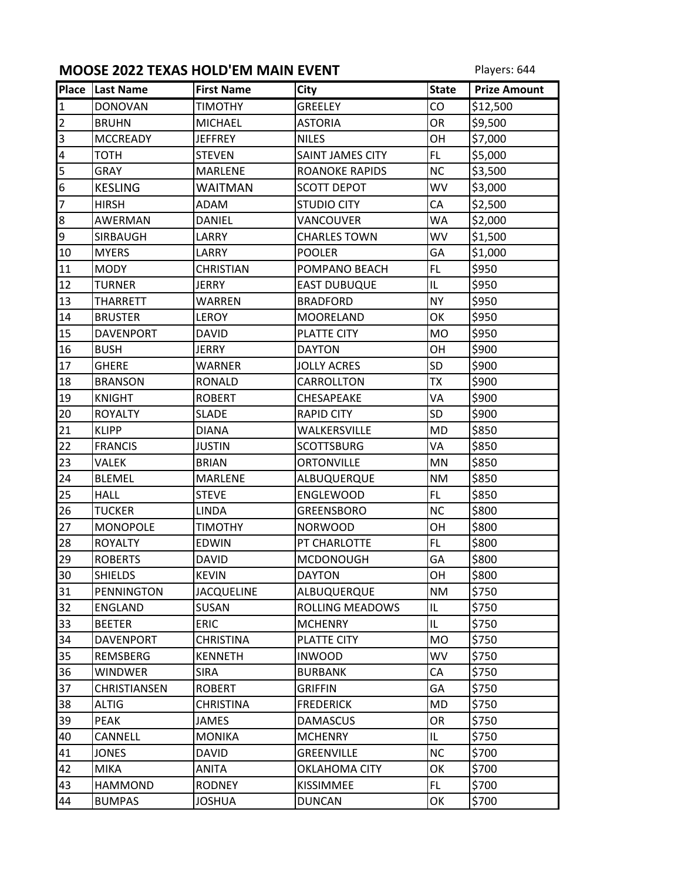## MOOSE 2022 TEXAS HOLD'EM MAIN EVENT

Players: 644

| Place | Last Name | First Name | City | State | Prize Amount |
|---|---|---|---|---|---|
| 1 | DONOVAN | TIMOTHY | GREELEY | CO | $12,500 |
| 2 | BRUHN | MICHAEL | ASTORIA | OR | $9,500 |
| 3 | MCCREADY | JEFFREY | NILES | OH | $7,000 |
| 4 | TOTH | STEVEN | SAINT JAMES CITY | FL | $5,000 |
| 5 | GRAY | MARLENE | ROANOKE RAPIDS | NC | $3,500 |
| 6 | KESLING | WAITMAN | SCOTT DEPOT | WV | $3,000 |
| 7 | HIRSH | ADAM | STUDIO CITY | CA | $2,500 |
| 8 | AWERMAN | DANIEL | VANCOUVER | WA | $2,000 |
| 9 | SIRBAUGH | LARRY | CHARLES TOWN | WV | $1,500 |
| 10 | MYERS | LARRY | POOLER | GA | $1,000 |
| 11 | MODY | CHRISTIAN | POMPANO BEACH | FL | $950 |
| 12 | TURNER | JERRY | EAST DUBUQUE | IL | $950 |
| 13 | THARRETT | WARREN | BRADFORD | NY | $950 |
| 14 | BRUSTER | LEROY | MOORELAND | OK | $950 |
| 15 | DAVENPORT | DAVID | PLATTE CITY | MO | $950 |
| 16 | BUSH | JERRY | DAYTON | OH | $900 |
| 17 | GHERE | WARNER | JOLLY ACRES | SD | $900 |
| 18 | BRANSON | RONALD | CARROLLTON | TX | $900 |
| 19 | KNIGHT | ROBERT | CHESAPEAKE | VA | $900 |
| 20 | ROYALTY | SLADE | RAPID CITY | SD | $900 |
| 21 | KLIPP | DIANA | WALKERSVILLE | MD | $850 |
| 22 | FRANCIS | JUSTIN | SCOTTSBURG | VA | $850 |
| 23 | VALEK | BRIAN | ORTONVILLE | MN | $850 |
| 24 | BLEMEL | MARLENE | ALBUQUERQUE | NM | $850 |
| 25 | HALL | STEVE | ENGLEWOOD | FL | $850 |
| 26 | TUCKER | LINDA | GREENSBORO | NC | $800 |
| 27 | MONOPOLE | TIMOTHY | NORWOOD | OH | $800 |
| 28 | ROYALTY | EDWIN | PT CHARLOTTE | FL | $800 |
| 29 | ROBERTS | DAVID | MCDONOUGH | GA | $800 |
| 30 | SHIELDS | KEVIN | DAYTON | OH | $800 |
| 31 | PENNINGTON | JACQUELINE | ALBUQUERQUE | NM | $750 |
| 32 | ENGLAND | SUSAN | ROLLING MEADOWS | IL | $750 |
| 33 | BEETER | ERIC | MCHENRY | IL | $750 |
| 34 | DAVENPORT | CHRISTINA | PLATTE CITY | MO | $750 |
| 35 | REMSBERG | KENNETH | INWOOD | WV | $750 |
| 36 | WINDWER | SIRA | BURBANK | CA | $750 |
| 37 | CHRISTIANSEN | ROBERT | GRIFFIN | GA | $750 |
| 38 | ALTIG | CHRISTINA | FREDERICK | MD | $750 |
| 39 | PEAK | JAMES | DAMASCUS | OR | $750 |
| 40 | CANNELL | MONIKA | MCHENRY | IL | $750 |
| 41 | JONES | DAVID | GREENVILLE | NC | $700 |
| 42 | MIKA | ANITA | OKLAHOMA CITY | OK | $700 |
| 43 | HAMMOND | RODNEY | KISSIMMEE | FL | $700 |
| 44 | BUMPAS | JOSHUA | DUNCAN | OK | $700 |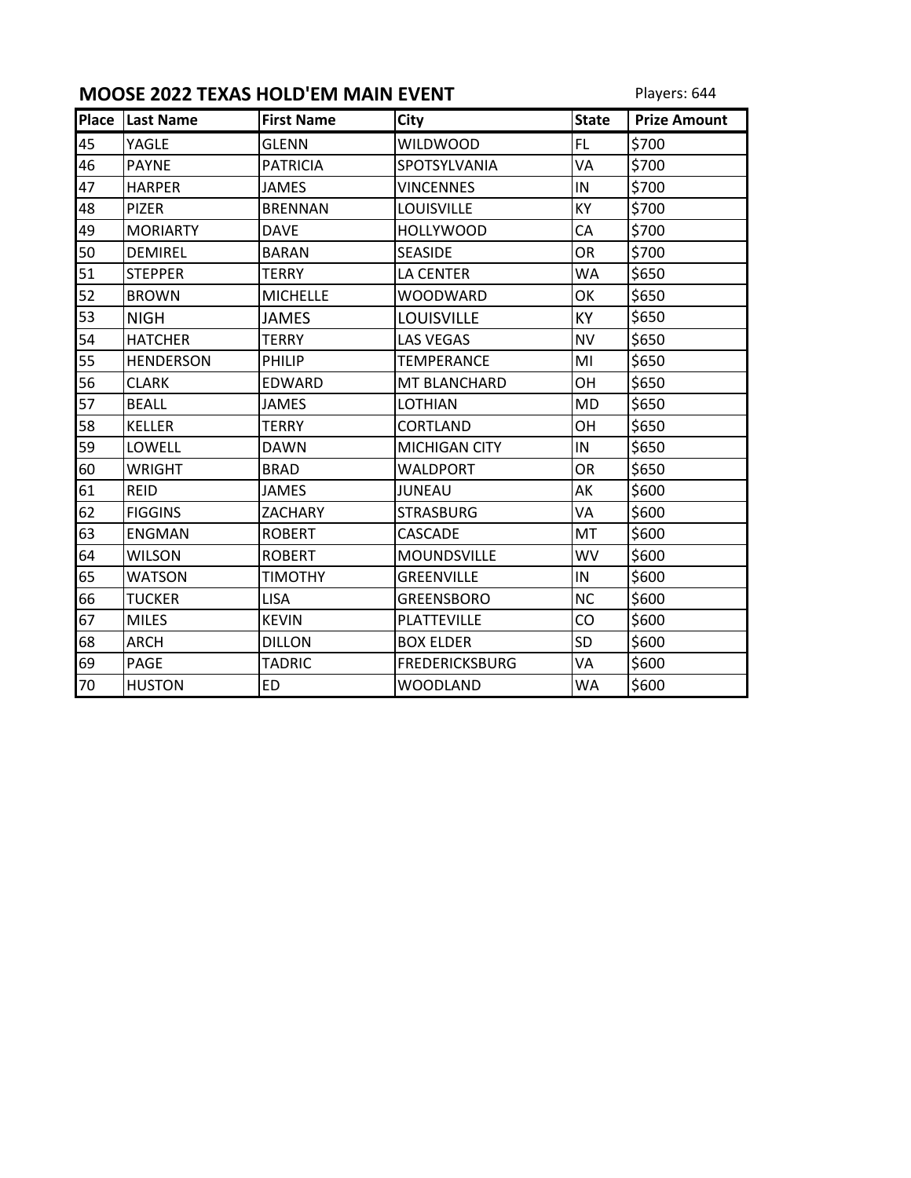**MOOSE 2022 TEXAS HOLD'EM MAIN EVENT** Players: 644

| Place | Last Name | First Name | City | State | Prize Amount |
|---|---|---|---|---|---|
| 45 | YAGLE | GLENN | WILDWOOD | FL | $700 |
| 46 | PAYNE | PATRICIA | SPOTSYLVANIA | VA | $700 |
| 47 | HARPER | JAMES | VINCENNES | IN | $700 |
| 48 | PIZER | BRENNAN | LOUISVILLE | KY | $700 |
| 49 | MORIARTY | DAVE | HOLLYWOOD | CA | $700 |
| 50 | DEMIREL | BARAN | SEASIDE | OR | $700 |
| 51 | STEPPER | TERRY | LA CENTER | WA | $650 |
| 52 | BROWN | MICHELLE | WOODWARD | OK | $650 |
| 53 | NIGH | JAMES | LOUISVILLE | KY | $650 |
| 54 | HATCHER | TERRY | LAS VEGAS | NV | $650 |
| 55 | HENDERSON | PHILIP | TEMPERANCE | MI | $650 |
| 56 | CLARK | EDWARD | MT BLANCHARD | OH | $650 |
| 57 | BEALL | JAMES | LOTHIAN | MD | $650 |
| 58 | KELLER | TERRY | CORTLAND | OH | $650 |
| 59 | LOWELL | DAWN | MICHIGAN CITY | IN | $650 |
| 60 | WRIGHT | BRAD | WALDPORT | OR | $650 |
| 61 | REID | JAMES | JUNEAU | AK | $600 |
| 62 | FIGGINS | ZACHARY | STRASBURG | VA | $600 |
| 63 | ENGMAN | ROBERT | CASCADE | MT | $600 |
| 64 | WILSON | ROBERT | MOUNDSVILLE | WV | $600 |
| 65 | WATSON | TIMOTHY | GREENVILLE | IN | $600 |
| 66 | TUCKER | LISA | GREENSBORO | NC | $600 |
| 67 | MILES | KEVIN | PLATTEVILLE | CO | $600 |
| 68 | ARCH | DILLON | BOX ELDER | SD | $600 |
| 69 | PAGE | TADRIC | FREDERICKSBURG | VA | $600 |
| 70 | HUSTON | ED | WOODLAND | WA | $600 |